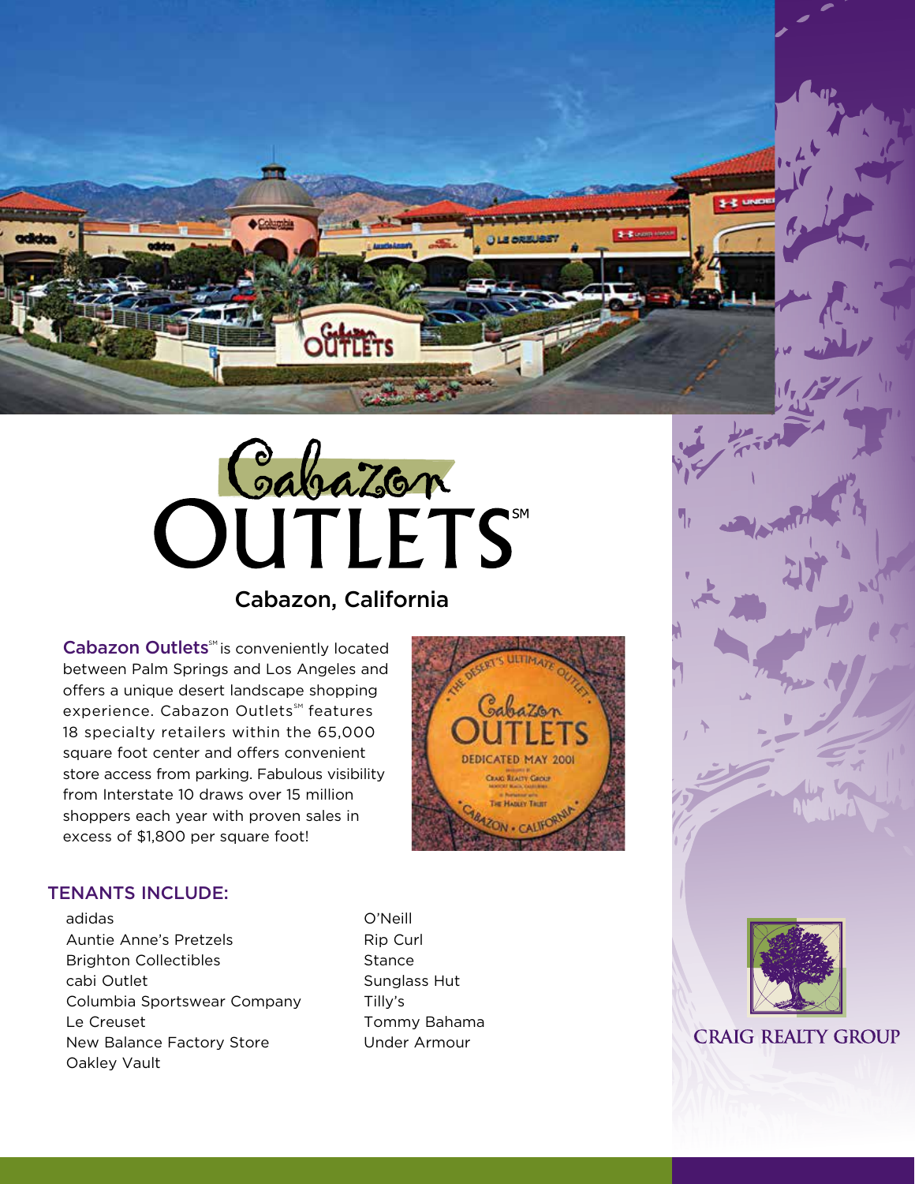# Cabazon Outlets[SM]

## Cabazon, California

**Cabazon Outlets**[SM] is conveniently located between Palm Springs and Los Angeles and offers a unique desert landscape shopping experience. Cabazon Outlets[SM] features 18 specialty retailers within the 65,000 square foot center and offers convenient store access from parking. Fabulous visibility from Interstate 10 draws over 15 million shoppers each year with proven sales in excess of $1,800 per square foot!

### TENANTS INCLUDE:

- adidas
- Auntie Anne's Pretzels
- Brighton Collectibles
- cabi Outlet
- Columbia Sportswear Company
- Le Creuset
- New Balance Factory Store
- Oakley Vault
- O'Neill
- Rip Curl
- Stance
- Sunglass Hut
- Tilly's
- Tommy Bahama
- Under Armour

CRAIG REALTY GROUP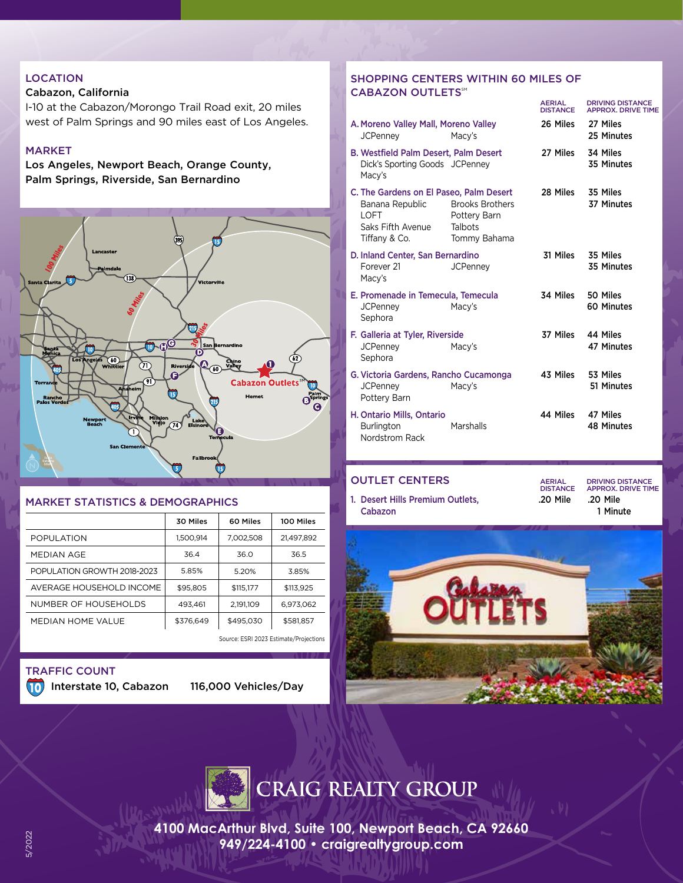## LOCATION

**Cabazon, California**

I-10 at the Cabazon/Morongo Trail Road exit, 20 miles west of Palm Springs and 90 miles east of Los Angeles.

## MARKET

**Los Angeles, Newport Beach, Orange County, Palm Springs, Riverside, San Bernardino**

100 Miles
60 Miles
30 Miles
Lancaster
Palmdale
Santa Clarita
Victorville
San Bernardino
Santa Monica
Los Angeles
Whittier
Riverside
Chino Valley
Cabazon Outlets℠
Torrance
Anaheim
Hemet
Palm Springs
Rancho Palos Verdes
Newport Beach
Irvine
Mission Viejo
Lake Elsinore
Temecula
San Clemente
Fallbrook

## MARKET STATISTICS & DEMOGRAPHICS

| | 30 Miles | 60 Miles | 100 Miles |
|---|---|---|---|
| POPULATION | 1,500,914 | 7,002,508 | 21,497,892 |
| MEDIAN AGE | 36.4 | 36.0 | 36.5 |
| POPULATION GROWTH 2018-2023 | 5.85% | 5.20% | 3.85% |
| AVERAGE HOUSEHOLD INCOME | $95,805 | $115,177 | $113,925 |
| NUMBER OF HOUSEHOLDS | 493,461 | 2,191,109 | 6,973,062 |
| MEDIAN HOME VALUE | $376,649 | $495,030 | $581,857 |

Source: ESRI 2023 Estimate/Projections

## TRAFFIC COUNT

**Interstate 10, Cabazon** — **116,000 Vehicles/Day**

## SHOPPING CENTERS WITHIN 60 MILES OF CABAZON OUTLETS℠

| Shopping Center | Aerial Distance | Driving Distance / Approx. Drive Time |
|---|---|---|
| **A. Moreno Valley Mall, Moreno Valley** — JCPenney, Macy's | 26 Miles | 27 Miles / 25 Minutes |
| **B. Westfield Palm Desert, Palm Desert** — Dick's Sporting Goods, JCPenney, Macy's | 27 Miles | 34 Miles / 35 Minutes |
| **C. The Gardens on El Paseo, Palm Desert** — Banana Republic, Brooks Brothers, LOFT, Pottery Barn, Saks Fifth Avenue, Talbots, Tiffany & Co., Tommy Bahama | 28 Miles | 35 Miles / 37 Minutes |
| **D. Inland Center, San Bernardino** — Forever 21, JCPenney, Macy's | 31 Miles | 35 Miles / 35 Minutes |
| **E. Promenade in Temecula, Temecula** — JCPenney, Macy's, Sephora | 34 Miles | 50 Miles / 60 Minutes |
| **F. Galleria at Tyler, Riverside** — JCPenney, Macy's, Sephora | 37 Miles | 44 Miles / 47 Minutes |
| **G. Victoria Gardens, Rancho Cucamonga** — JCPenney, Macy's, Pottery Barn | 43 Miles | 53 Miles / 51 Minutes |
| **H. Ontario Mills, Ontario** — Burlington, Marshalls, Nordstrom Rack | 44 Miles | 47 Miles / 48 Minutes |

## OUTLET CENTERS

| Outlet Center | Aerial Distance | Driving Distance / Approx. Drive Time |
|---|---|---|
| **1. Desert Hills Premium Outlets, Cabazon** | .20 Mile | .20 Mile / 1 Minute |

**CRAIG REALTY GROUP**

**4100 MacArthur Blvd, Suite 100, Newport Beach, CA 92660**
**949/224-4100 • craigrealtygroup.com**

5/2022